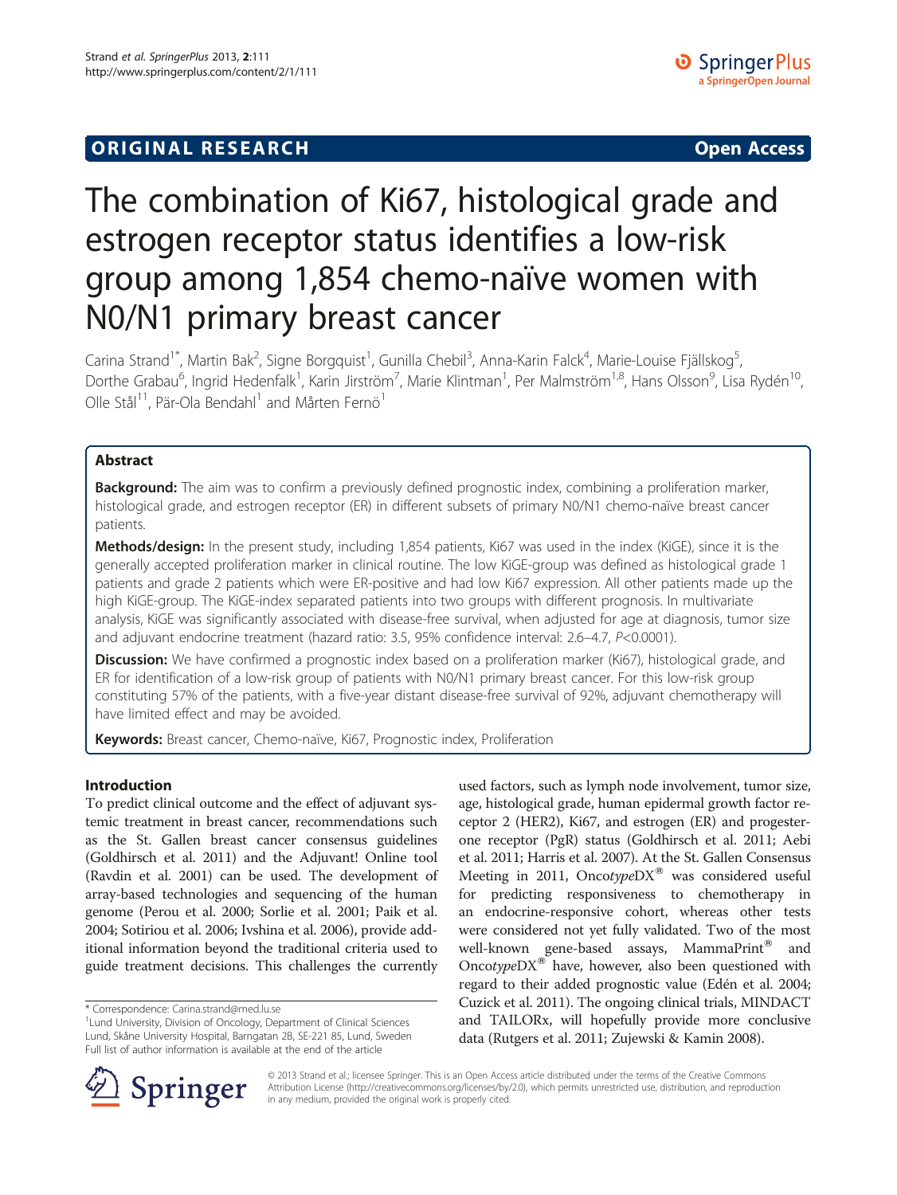ORIGINAL RESEARCH Open Access

# The combination of Ki67, histological grade and estrogen receptor status identifies a low-risk group among 1,854 chemo-naïve women with N0/N1 primary breast cancer

Carina Strand[1*], Martin Bak[2], Signe Borgquist[1], Gunilla Chebil[3], Anna-Karin Falck[4], Marie-Louise Fjällskog[5], Dorthe Grabau[6], Ingrid Hedenfalk[1], Karin Jirström[7], Marie Klintman[1], Per Malmström[1,8], Hans Olsson[9], Lisa Rydén[10], Olle Stål[11], Pär-Ola Bendahl[1] and Mårten Fernö[1]

## Abstract

**Background:** The aim was to confirm a previously defined prognostic index, combining a proliferation marker, histological grade, and estrogen receptor (ER) in different subsets of primary N0/N1 chemo-naïve breast cancer patients.

**Methods/design:** In the present study, including 1,854 patients, Ki67 was used in the index (KiGE), since it is the generally accepted proliferation marker in clinical routine. The low KiGE-group was defined as histological grade 1 patients and grade 2 patients which were ER-positive and had low Ki67 expression. All other patients made up the high KiGE-group. The KiGE-index separated patients into two groups with different prognosis. In multivariate analysis, KiGE was significantly associated with disease-free survival, when adjusted for age at diagnosis, tumor size and adjuvant endocrine treatment (hazard ratio: 3.5, 95% confidence interval: 2.6–4.7, $P<0.0001$).

**Discussion:** We have confirmed a prognostic index based on a proliferation marker (Ki67), histological grade, and ER for identification of a low-risk group of patients with N0/N1 primary breast cancer. For this low-risk group constituting 57% of the patients, with a five-year distant disease-free survival of 92%, adjuvant chemotherapy will have limited effect and may be avoided.

**Keywords:** Breast cancer, Chemo-naïve, Ki67, Prognostic index, Proliferation

## Introduction

To predict clinical outcome and the effect of adjuvant systemic treatment in breast cancer, recommendations such as the St. Gallen breast cancer consensus guidelines (Goldhirsch et al. 2011) and the Adjuvant! Online tool (Ravdin et al. 2001) can be used. The development of array-based technologies and sequencing of the human genome (Perou et al. 2000; Sorlie et al. 2001; Paik et al. 2004; Sotiriou et al. 2006; Ivshina et al. 2006), provide additional information beyond the traditional criteria used to guide treatment decisions. This challenges the currently used factors, such as lymph node involvement, tumor size, age, histological grade, human epidermal growth factor receptor 2 (HER2), Ki67, and estrogen (ER) and progesterone receptor (PgR) status (Goldhirsch et al. 2011; Aebi et al. 2011; Harris et al. 2007). At the St. Gallen Consensus Meeting in 2011, Onco*type*DX® was considered useful for predicting responsiveness to chemotherapy in an endocrine-responsive cohort, whereas other tests were considered not yet fully validated. Two of the most well-known gene-based assays, MammaPrint® and Onco*type*DX® have, however, also been questioned with regard to their added prognostic value (Edén et al. 2004; Cuzick et al. 2011). The ongoing clinical trials, MINDACT and TAILORx, will hopefully provide more conclusive data (Rutgers et al. 2011; Zujewski & Kamin 2008).

\* Correspondence: Carina.strand@med.lu.se
[1]Lund University, Division of Oncology, Department of Clinical Sciences Lund, Skåne University Hospital, Barngatan 2B, SE-221 85, Lund, Sweden
Full list of author information is available at the end of the article

© 2013 Strand et al.; licensee Springer. This is an Open Access article distributed under the terms of the Creative Commons Attribution License (http://creativecommons.org/licenses/by/2.0), which permits unrestricted use, distribution, and reproduction in any medium, provided the original work is properly cited.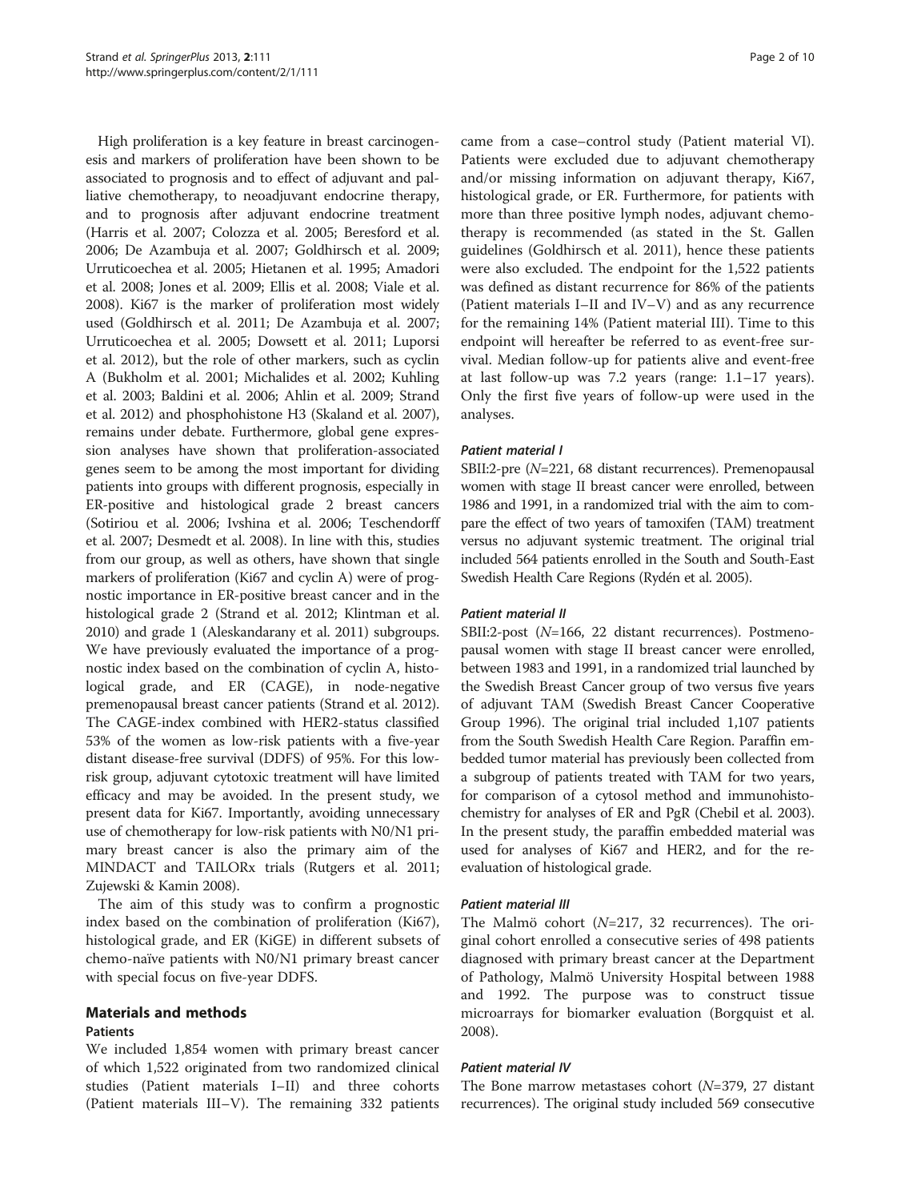High proliferation is a key feature in breast carcinogenesis and markers of proliferation have been shown to be associated to prognosis and to effect of adjuvant and palliative chemotherapy, to neoadjuvant endocrine therapy, and to prognosis after adjuvant endocrine treatment (Harris et al. 2007; Colozza et al. 2005; Beresford et al. 2006; De Azambuja et al. 2007; Goldhirsch et al. 2009; Urruticoechea et al. 2005; Hietanen et al. 1995; Amadori et al. 2008; Jones et al. 2009; Ellis et al. 2008; Viale et al. 2008). Ki67 is the marker of proliferation most widely used (Goldhirsch et al. 2011; De Azambuja et al. 2007; Urruticoechea et al. 2005; Dowsett et al. 2011; Luporsi et al. 2012), but the role of other markers, such as cyclin A (Bukholm et al. 2001; Michalides et al. 2002; Kuhling et al. 2003; Baldini et al. 2006; Ahlin et al. 2009; Strand et al. 2012) and phosphohistone H3 (Skaland et al. 2007), remains under debate. Furthermore, global gene expression analyses have shown that proliferation-associated genes seem to be among the most important for dividing patients into groups with different prognosis, especially in ER-positive and histological grade 2 breast cancers (Sotiriou et al. 2006; Ivshina et al. 2006; Teschendorff et al. 2007; Desmedt et al. 2008). In line with this, studies from our group, as well as others, have shown that single markers of proliferation (Ki67 and cyclin A) were of prognostic importance in ER-positive breast cancer and in the histological grade 2 (Strand et al. 2012; Klintman et al. 2010) and grade 1 (Aleskandarany et al. 2011) subgroups. We have previously evaluated the importance of a prognostic index based on the combination of cyclin A, histological grade, and ER (CAGE), in node-negative premenopausal breast cancer patients (Strand et al. 2012). The CAGE-index combined with HER2-status classified 53% of the women as low-risk patients with a five-year distant disease-free survival (DDFS) of 95%. For this low-risk group, adjuvant cytotoxic treatment will have limited efficacy and may be avoided. In the present study, we present data for Ki67. Importantly, avoiding unnecessary use of chemotherapy for low-risk patients with N0/N1 primary breast cancer is also the primary aim of the MINDACT and TAILORx trials (Rutgers et al. 2011; Zujewski & Kamin 2008).

The aim of this study was to confirm a prognostic index based on the combination of proliferation (Ki67), histological grade, and ER (KiGE) in different subsets of chemo-naïve patients with N0/N1 primary breast cancer with special focus on five-year DDFS.

## Materials and methods

### Patients

We included 1,854 women with primary breast cancer of which 1,522 originated from two randomized clinical studies (Patient materials I–II) and three cohorts (Patient materials III–V). The remaining 332 patients came from a case–control study (Patient material VI). Patients were excluded due to adjuvant chemotherapy and/or missing information on adjuvant therapy, Ki67, histological grade, or ER. Furthermore, for patients with more than three positive lymph nodes, adjuvant chemotherapy is recommended (as stated in the St. Gallen guidelines (Goldhirsch et al. 2011), hence these patients were also excluded. The endpoint for the 1,522 patients was defined as distant recurrence for 86% of the patients (Patient materials I–II and IV–V) and as any recurrence for the remaining 14% (Patient material III). Time to this endpoint will hereafter be referred to as event-free survival. Median follow-up for patients alive and event-free at last follow-up was 7.2 years (range: 1.1–17 years). Only the first five years of follow-up were used in the analyses.

#### *Patient material I*

SBII:2-pre (*N*=221, 68 distant recurrences). Premenopausal women with stage II breast cancer were enrolled, between 1986 and 1991, in a randomized trial with the aim to compare the effect of two years of tamoxifen (TAM) treatment versus no adjuvant systemic treatment. The original trial included 564 patients enrolled in the South and South-East Swedish Health Care Regions (Rydén et al. 2005).

#### *Patient material II*

SBII:2-post (*N*=166, 22 distant recurrences). Postmenopausal women with stage II breast cancer were enrolled, between 1983 and 1991, in a randomized trial launched by the Swedish Breast Cancer group of two versus five years of adjuvant TAM (Swedish Breast Cancer Cooperative Group 1996). The original trial included 1,107 patients from the South Swedish Health Care Region. Paraffin embedded tumor material has previously been collected from a subgroup of patients treated with TAM for two years, for comparison of a cytosol method and immunohistochemistry for analyses of ER and PgR (Chebil et al. 2003). In the present study, the paraffin embedded material was used for analyses of Ki67 and HER2, and for the re-evaluation of histological grade.

#### *Patient material III*

The Malmö cohort (*N*=217, 32 recurrences). The original cohort enrolled a consecutive series of 498 patients diagnosed with primary breast cancer at the Department of Pathology, Malmö University Hospital between 1988 and 1992. The purpose was to construct tissue microarrays for biomarker evaluation (Borgquist et al. 2008).

#### *Patient material IV*

The Bone marrow metastases cohort (*N*=379, 27 distant recurrences). The original study included 569 consecutive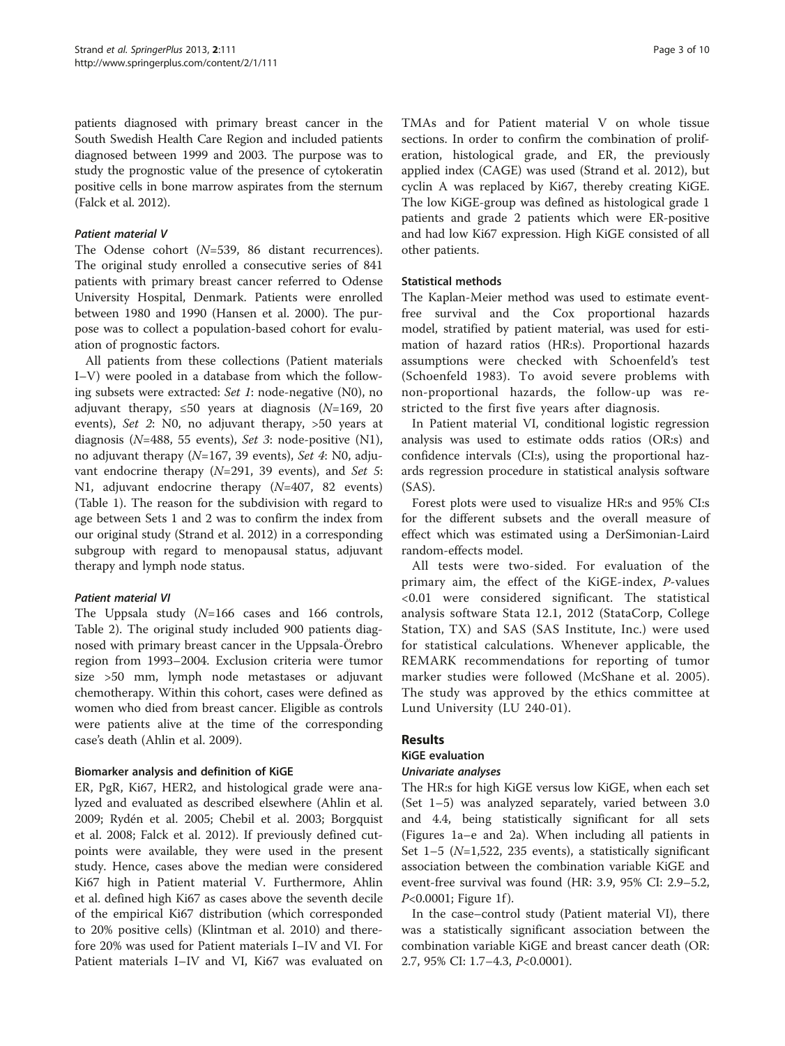patients diagnosed with primary breast cancer in the South Swedish Health Care Region and included patients diagnosed between 1999 and 2003. The purpose was to study the prognostic value of the presence of cytokeratin positive cells in bone marrow aspirates from the sternum (Falck et al. 2012).

#### *Patient material V*

The Odense cohort (*N*=539, 86 distant recurrences). The original study enrolled a consecutive series of 841 patients with primary breast cancer referred to Odense University Hospital, Denmark. Patients were enrolled between 1980 and 1990 (Hansen et al. 2000). The purpose was to collect a population-based cohort for evaluation of prognostic factors.

All patients from these collections (Patient materials I–V) were pooled in a database from which the following subsets were extracted: *Set 1*: node-negative (N0), no adjuvant therapy, ≤50 years at diagnosis (*N*=169, 20 events), *Set 2*: N0, no adjuvant therapy, >50 years at diagnosis (*N*=488, 55 events), *Set 3*: node-positive (N1), no adjuvant therapy (*N*=167, 39 events), *Set 4*: N0, adjuvant endocrine therapy (*N*=291, 39 events), and *Set 5*: N1, adjuvant endocrine therapy (*N*=407, 82 events) (Table 1). The reason for the subdivision with regard to age between Sets 1 and 2 was to confirm the index from our original study (Strand et al. 2012) in a corresponding subgroup with regard to menopausal status, adjuvant therapy and lymph node status.

#### *Patient material VI*

The Uppsala study (*N*=166 cases and 166 controls, Table 2). The original study included 900 patients diagnosed with primary breast cancer in the Uppsala-Örebro region from 1993–2004. Exclusion criteria were tumor size >50 mm, lymph node metastases or adjuvant chemotherapy. Within this cohort, cases were defined as women who died from breast cancer. Eligible as controls were patients alive at the time of the corresponding case's death (Ahlin et al. 2009).

### Biomarker analysis and definition of KiGE

ER, PgR, Ki67, HER2, and histological grade were analyzed and evaluated as described elsewhere (Ahlin et al. 2009; Rydén et al. 2005; Chebil et al. 2003; Borgquist et al. 2008; Falck et al. 2012). If previously defined cutpoints were available, they were used in the present study. Hence, cases above the median were considered Ki67 high in Patient material V. Furthermore, Ahlin et al. defined high Ki67 as cases above the seventh decile of the empirical Ki67 distribution (which corresponded to 20% positive cells) (Klintman et al. 2010) and therefore 20% was used for Patient materials I–IV and VI. For Patient materials I–IV and VI, Ki67 was evaluated on TMAs and for Patient material V on whole tissue sections. In order to confirm the combination of proliferation, histological grade, and ER, the previously applied index (CAGE) was used (Strand et al. 2012), but cyclin A was replaced by Ki67, thereby creating KiGE. The low KiGE-group was defined as histological grade 1 patients and grade 2 patients which were ER-positive and had low Ki67 expression. High KiGE consisted of all other patients.

### Statistical methods

The Kaplan-Meier method was used to estimate event-free survival and the Cox proportional hazards model, stratified by patient material, was used for estimation of hazard ratios (HR:s). Proportional hazards assumptions were checked with Schoenfeld's test (Schoenfeld 1983). To avoid severe problems with non-proportional hazards, the follow-up was restricted to the first five years after diagnosis.

In Patient material VI, conditional logistic regression analysis was used to estimate odds ratios (OR:s) and confidence intervals (CI:s), using the proportional hazards regression procedure in statistical analysis software (SAS).

Forest plots were used to visualize HR:s and 95% CI:s for the different subsets and the overall measure of effect which was estimated using a DerSimonian-Laird random-effects model.

All tests were two-sided. For evaluation of the primary aim, the effect of the KiGE-index, *P*-values <0.01 were considered significant. The statistical analysis software Stata 12.1, 2012 (StataCorp, College Station, TX) and SAS (SAS Institute, Inc.) were used for statistical calculations. Whenever applicable, the REMARK recommendations for reporting of tumor marker studies were followed (McShane et al. 2005). The study was approved by the ethics committee at Lund University (LU 240-01).

## Results

### KiGE evaluation

#### *Univariate analyses*

The HR:s for high KiGE versus low KiGE, when each set (Set 1–5) was analyzed separately, varied between 3.0 and 4.4, being statistically significant for all sets (Figures 1a–e and 2a). When including all patients in Set 1–5 (*N*=1,522, 235 events), a statistically significant association between the combination variable KiGE and event-free survival was found (HR: 3.9, 95% CI: 2.9–5.2, *P*<0.0001; Figure 1f).

In the case–control study (Patient material VI), there was a statistically significant association between the combination variable KiGE and breast cancer death (OR: 2.7, 95% CI: 1.7–4.3, *P*<0.0001).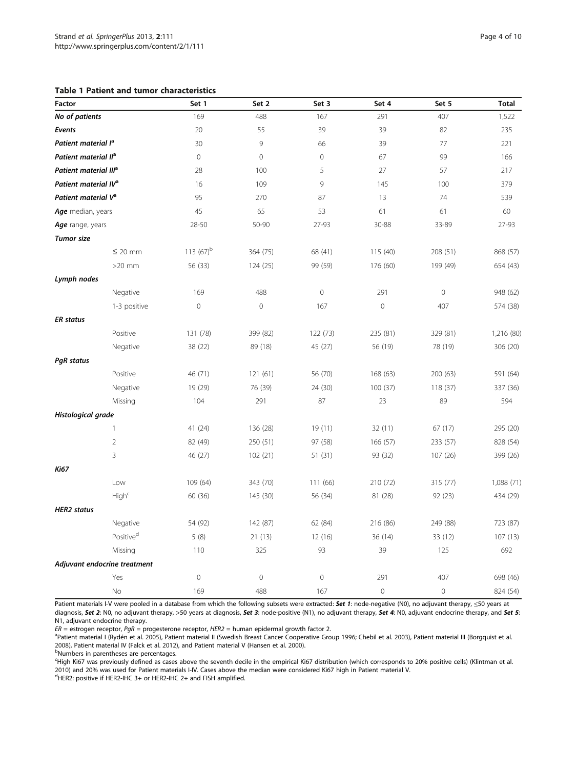**Table 1 Patient and tumor characteristics**

| Factor | | Set 1 | Set 2 | Set 3 | Set 4 | Set 5 | Total |
|---|---|---|---|---|---|---|---|
| ***No of patients*** | | 169 | 488 | 167 | 291 | 407 | 1,522 |
| ***Events*** | | 20 | 55 | 39 | 39 | 82 | 235 |
| ***Patient material I***[a] | | 30 | 9 | 66 | 39 | 77 | 221 |
| ***Patient material II***[a] | | 0 | 0 | 0 | 67 | 99 | 166 |
| ***Patient material III***[a] | | 28 | 100 | 5 | 27 | 57 | 217 |
| ***Patient material IV***[a] | | 16 | 109 | 9 | 145 | 100 | 379 |
| ***Patient material V***[a] | | 95 | 270 | 87 | 13 | 74 | 539 |
| ***Age*** median, years | | 45 | 65 | 53 | 61 | 61 | 60 |
| ***Age*** range, years | | 28-50 | 50-90 | 27-93 | 30-88 | 33-89 | 27-93 |
| ***Tumor size*** | | | | | | | |
| | ≤ 20 mm | 113 (67)[b] | 364 (75) | 68 (41) | 115 (40) | 208 (51) | 868 (57) |
| | >20 mm | 56 (33) | 124 (25) | 99 (59) | 176 (60) | 199 (49) | 654 (43) |
| ***Lymph nodes*** | | | | | | | |
| | Negative | 169 | 488 | 0 | 291 | 0 | 948 (62) |
| | 1-3 positive | 0 | 0 | 167 | 0 | 407 | 574 (38) |
| ***ER status*** | | | | | | | |
| | Positive | 131 (78) | 399 (82) | 122 (73) | 235 (81) | 329 (81) | 1,216 (80) |
| | Negative | 38 (22) | 89 (18) | 45 (27) | 56 (19) | 78 (19) | 306 (20) |
| ***PgR status*** | | | | | | | |
| | Positive | 46 (71) | 121 (61) | 56 (70) | 168 (63) | 200 (63) | 591 (64) |
| | Negative | 19 (29) | 76 (39) | 24 (30) | 100 (37) | 118 (37) | 337 (36) |
| | Missing | 104 | 291 | 87 | 23 | 89 | 594 |
| ***Histological grade*** | | | | | | | |
| | 1 | 41 (24) | 136 (28) | 19 (11) | 32 (11) | 67 (17) | 295 (20) |
| | 2 | 82 (49) | 250 (51) | 97 (58) | 166 (57) | 233 (57) | 828 (54) |
| | 3 | 46 (27) | 102 (21) | 51 (31) | 93 (32) | 107 (26) | 399 (26) |
| ***Ki67*** | | | | | | | |
| | Low | 109 (64) | 343 (70) | 111 (66) | 210 (72) | 315 (77) | 1,088 (71) |
| | High[c] | 60 (36) | 145 (30) | 56 (34) | 81 (28) | 92 (23) | 434 (29) |
| ***HER2 status*** | | | | | | | |
| | Negative | 54 (92) | 142 (87) | 62 (84) | 216 (86) | 249 (88) | 723 (87) |
| | Positive[d] | 5 (8) | 21 (13) | 12 (16) | 36 (14) | 33 (12) | 107 (13) |
| | Missing | 110 | 325 | 93 | 39 | 125 | 692 |
| ***Adjuvant endocrine treatment*** | | | | | | | |
| | Yes | 0 | 0 | 0 | 291 | 407 | 698 (46) |
| | No | 169 | 488 | 167 | 0 | 0 | 824 (54) |

Patient materials I-V were pooled in a database from which the following subsets were extracted: ***Set 1***: node-negative (N0), no adjuvant therapy, ≤50 years at diagnosis, ***Set 2***: N0, no adjuvant therapy, >50 years at diagnosis, ***Set 3***: node-positive (N1), no adjuvant therapy, ***Set 4***: N0, adjuvant endocrine therapy, and ***Set 5***: N1, adjuvant endocrine therapy.

*ER* = estrogen receptor, *PgR* = progesterone receptor, *HER2* = human epidermal growth factor 2.

[a]Patient material I (Rydén et al. 2005), Patient material II (Swedish Breast Cancer Cooperative Group 1996; Chebil et al. 2003), Patient material III (Borgquist et al. 2008), Patient material IV (Falck et al. 2012), and Patient material V (Hansen et al. 2000).

[b]Numbers in parentheses are percentages.

[c]High Ki67 was previously defined as cases above the seventh decile in the empirical Ki67 distribution (which corresponds to 20% positive cells) (Klintman et al. 2010) and 20% was used for Patient materials I-IV. Cases above the median were considered Ki67 high in Patient material V.

[d]HER2: positive if HER2-IHC 3+ or HER2-IHC 2+ and FISH amplified.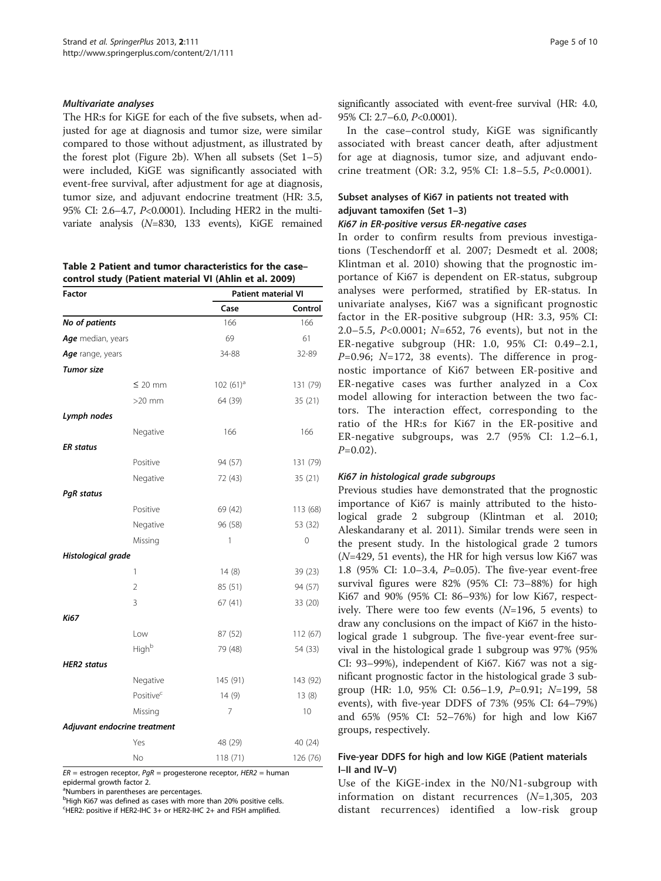#### *Multivariate analyses*

The HR:s for KiGE for each of the five subsets, when adjusted for age at diagnosis and tumor size, were similar compared to those without adjustment, as illustrated by the forest plot (Figure 2b). When all subsets (Set 1–5) were included, KiGE was significantly associated with event-free survival, after adjustment for age at diagnosis, tumor size, and adjuvant endocrine treatment (HR: 3.5, 95% CI: 2.6–4.7, *P*<0.0001). Including HER2 in the multivariate analysis (*N*=830, 133 events), KiGE remained significantly associated with event-free survival (HR: 4.0, 95% CI: 2.7–6.0, *P*<0.0001).

In the case–control study, KiGE was significantly associated with breast cancer death, after adjustment for age at diagnosis, tumor size, and adjuvant endocrine treatment (OR: 3.2, 95% CI: 1.8–5.5, *P*<0.0001).

**Table 2 Patient and tumor characteristics for the case–control study (Patient material VI (Ahlin et al. 2009)**

| Factor | | Patient material VI | |
|---|---|---|---|
| | | Case | Control |
| ***No of patients*** | | 166 | 166 |
| ***Age*** median, years | | 69 | 61 |
| ***Age*** range, years | | 34-88 | 32-89 |
| ***Tumor size*** | | | |
| | ≤ 20 mm | 102 (61)[a] | 131 (79) |
| | >20 mm | 64 (39) | 35 (21) |
| ***Lymph nodes*** | | | |
| | Negative | 166 | 166 |
| ***ER status*** | | | |
| | Positive | 94 (57) | 131 (79) |
| | Negative | 72 (43) | 35 (21) |
| ***PgR status*** | | | |
| | Positive | 69 (42) | 113 (68) |
| | Negative | 96 (58) | 53 (32) |
| | Missing | 1 | 0 |
| ***Histological grade*** | | | |
| | 1 | 14 (8) | 39 (23) |
| | 2 | 85 (51) | 94 (57) |
| | 3 | 67 (41) | 33 (20) |
| ***Ki67*** | | | |
| | Low | 87 (52) | 112 (67) |
| | High[b] | 79 (48) | 54 (33) |
| ***HER2 status*** | | | |
| | Negative | 145 (91) | 143 (92) |
| | Positive[c] | 14 (9) | 13 (8) |
| | Missing | 7 | 10 |
| ***Adjuvant endocrine treatment*** | | | |
| | Yes | 48 (29) | 40 (24) |
| | No | 118 (71) | 126 (76) |

*ER* = estrogen receptor, *PgR* = progesterone receptor, *HER2* = human epidermal growth factor 2.
[a]Numbers in parentheses are percentages.
[b]High Ki67 was defined as cases with more than 20% positive cells.
[c]HER2: positive if HER2-IHC 3+ or HER2-IHC 2+ and FISH amplified.

### Subset analyses of Ki67 in patients not treated with adjuvant tamoxifen (Set 1–3)

#### *Ki67 in ER-positive versus ER-negative cases*

In order to confirm results from previous investigations (Teschendorff et al. 2007; Desmedt et al. 2008; Klintman et al. 2010) showing that the prognostic importance of Ki67 is dependent on ER-status, subgroup analyses were performed, stratified by ER-status. In univariate analyses, Ki67 was a significant prognostic factor in the ER-positive subgroup (HR: 3.3, 95% CI: 2.0–5.5, *P*<0.0001; *N*=652, 76 events), but not in the ER-negative subgroup (HR: 1.0, 95% CI: 0.49–2.1, *P*=0.96; *N*=172, 38 events). The difference in prognostic importance of Ki67 between ER-positive and ER-negative cases was further analyzed in a Cox model allowing for interaction between the two factors. The interaction effect, corresponding to the ratio of the HR:s for Ki67 in the ER-positive and ER-negative subgroups, was 2.7 (95% CI: 1.2–6.1, *P*=0.02).

#### *Ki67 in histological grade subgroups*

Previous studies have demonstrated that the prognostic importance of Ki67 is mainly attributed to the histological grade 2 subgroup (Klintman et al. 2010; Aleskandarany et al. 2011). Similar trends were seen in the present study. In the histological grade 2 tumors (*N*=429, 51 events), the HR for high versus low Ki67 was 1.8 (95% CI: 1.0–3.4, *P*=0.05). The five-year event-free survival figures were 82% (95% CI: 73–88%) for high Ki67 and 90% (95% CI: 86–93%) for low Ki67, respectively. There were too few events (*N*=196, 5 events) to draw any conclusions on the impact of Ki67 in the histological grade 1 subgroup. The five-year event-free survival in the histological grade 1 subgroup was 97% (95% CI: 93–99%), independent of Ki67. Ki67 was not a significant prognostic factor in the histological grade 3 subgroup (HR: 1.0, 95% CI: 0.56–1.9, *P*=0.91; *N*=199, 58 events), with five-year DDFS of 73% (95% CI: 64–79%) and 65% (95% CI: 52–76%) for high and low Ki67 groups, respectively.

### Five-year DDFS for high and low KiGE (Patient materials I–II and IV–V)

Use of the KiGE-index in the N0/N1-subgroup with information on distant recurrences (*N*=1,305, 203 distant recurrences) identified a low-risk group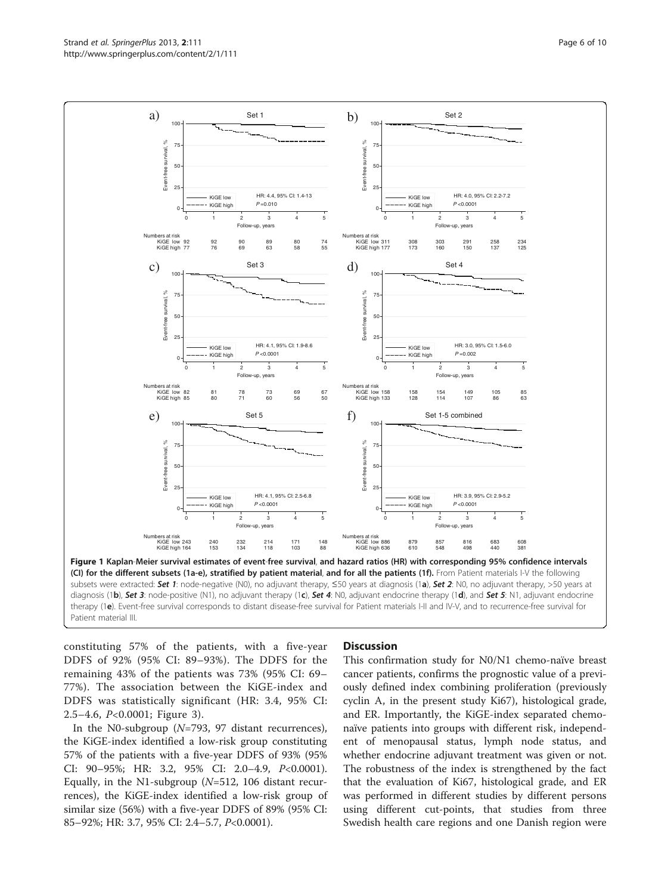**Figure 1 Kaplan-Meier survival estimates of event-free survival, and hazard ratios (HR) with corresponding 95% confidence intervals (CI) for the different subsets (1a-e), stratified by patient material, and for all the patients (1f).** From Patient materials I-V the following subsets were extracted: ***Set 1***: node-negative (N0), no adjuvant therapy, ≤50 years at diagnosis (1**a**), ***Set 2***: N0, no adjuvant therapy, >50 years at diagnosis (1**b**), ***Set 3***: node-positive (N1), no adjuvant therapy (1**c**), ***Set 4***: N0, adjuvant endocrine therapy (1**d**), and ***Set 5***: N1, adjuvant endocrine therapy (1**e**). Event-free survival corresponds to distant disease-free survival for Patient materials I-II and IV-V, and to recurrence-free survival for Patient material III.

constituting 57% of the patients, with a five-year DDFS of 92% (95% CI: 89–93%). The DDFS for the remaining 43% of the patients was 73% (95% CI: 69–77%). The association between the KiGE-index and DDFS was statistically significant (HR: 3.4, 95% CI: 2.5–4.6, $P<0.0001$; Figure 3).

In the N0-subgroup ($N=793$, 97 distant recurrences), the KiGE-index identified a low-risk group constituting 57% of the patients with a five-year DDFS of 93% (95% CI: 90–95%; HR: 3.2, 95% CI: 2.0–4.9, $P<0.0001$). Equally, in the N1-subgroup ($N=512$, 106 distant recurrences), the KiGE-index identified a low-risk group of similar size (56%) with a five-year DDFS of 89% (95% CI: 85–92%; HR: 3.7, 95% CI: 2.4–5.7, $P<0.0001$).

## Discussion

This confirmation study for N0/N1 chemo-naïve breast cancer patients, confirms the prognostic value of a previously defined index combining proliferation (previously cyclin A, in the present study Ki67), histological grade, and ER. Importantly, the KiGE-index separated chemo-naïve patients into groups with different risk, independent of menopausal status, lymph node status, and whether endocrine adjuvant treatment was given or not. The robustness of the index is strengthened by the fact that the evaluation of Ki67, histological grade, and ER was performed in different studies by different persons using different cut-points, that studies from three Swedish health care regions and one Danish region were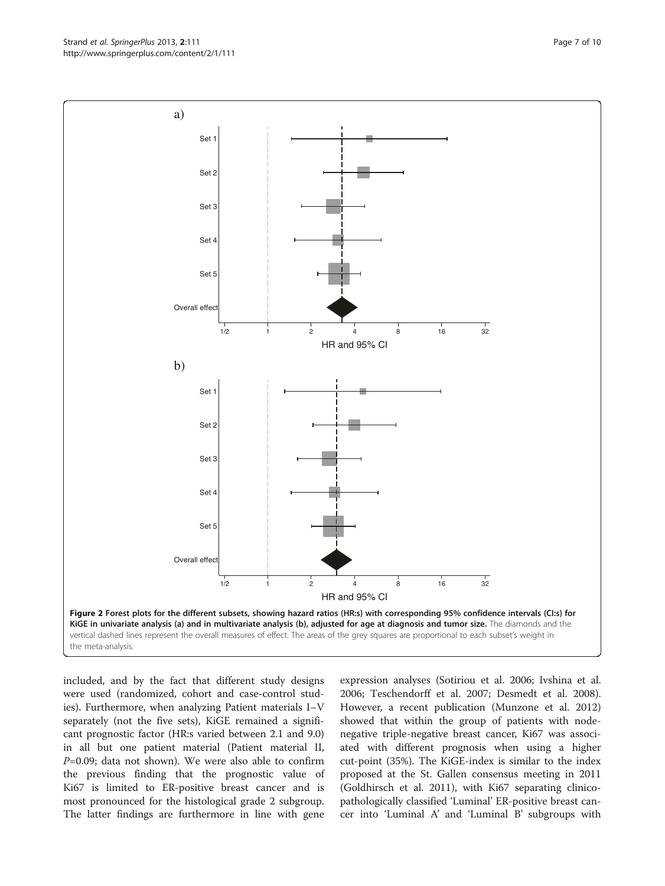Figure 2 Forest plots for the different subsets, showing hazard ratios (HR:s) with corresponding 95% confidence intervals (CI:s) for KiGE in univariate analysis (a) and in multivariate analysis (b), adjusted for age at diagnosis and tumor size. The diamonds and the vertical dashed lines represent the overall measures of effect. The areas of the grey squares are proportional to each subset's weight in the meta-analysis.

included, and by the fact that different study designs were used (randomized, cohort and case-control studies). Furthermore, when analyzing Patient materials I–V separately (not the five sets), KiGE remained a significant prognostic factor (HR:s varied between 2.1 and 9.0) in all but one patient material (Patient material II, $P$=0.09; data not shown). We were also able to confirm the previous finding that the prognostic value of Ki67 is limited to ER-positive breast cancer and is most pronounced for the histological grade 2 subgroup. The latter findings are furthermore in line with gene expression analyses (Sotiriou et al. 2006; Ivshina et al. 2006; Teschendorff et al. 2007; Desmedt et al. 2008). However, a recent publication (Munzone et al. 2012) showed that within the group of patients with node-negative triple-negative breast cancer, Ki67 was associated with different prognosis when using a higher cut-point (35%). The KiGE-index is similar to the index proposed at the St. Gallen consensus meeting in 2011 (Goldhirsch et al. 2011), with Ki67 separating clinicopathologically classified 'Luminal' ER-positive breast cancer into 'Luminal A' and 'Luminal B' subgroups with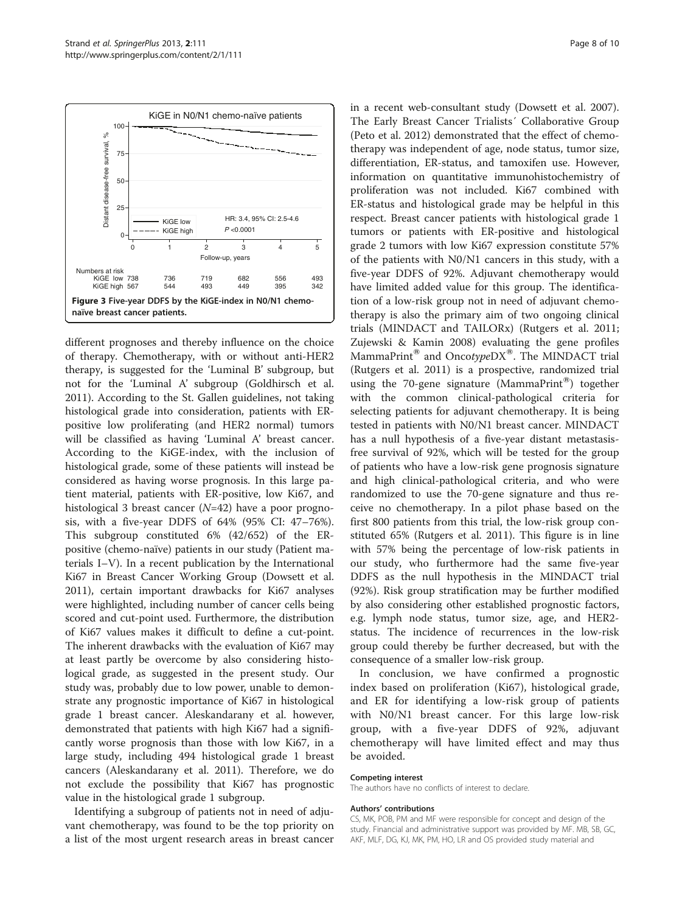Figure 3 Five-year DDFS by the KiGE-index in N0/N1 chemo-naïve breast cancer patients.

different prognoses and thereby influence on the choice of therapy. Chemotherapy, with or without anti-HER2 therapy, is suggested for the 'Luminal B' subgroup, but not for the 'Luminal A' subgroup (Goldhirsch et al. 2011). According to the St. Gallen guidelines, not taking histological grade into consideration, patients with ER-positive low proliferating (and HER2 normal) tumors will be classified as having 'Luminal A' breast cancer. According to the KiGE-index, with the inclusion of histological grade, some of these patients will instead be considered as having worse prognosis. In this large patient material, patients with ER-positive, low Ki67, and histological 3 breast cancer (*N*=42) have a poor prognosis, with a five-year DDFS of 64% (95% CI: 47–76%). This subgroup constituted 6% (42/652) of the ER-positive (chemo-naïve) patients in our study (Patient materials I–V). In a recent publication by the International Ki67 in Breast Cancer Working Group (Dowsett et al. 2011), certain important drawbacks for Ki67 analyses were highlighted, including number of cancer cells being scored and cut-point used. Furthermore, the distribution of Ki67 values makes it difficult to define a cut-point. The inherent drawbacks with the evaluation of Ki67 may at least partly be overcome by also considering histological grade, as suggested in the present study. Our study was, probably due to low power, unable to demonstrate any prognostic importance of Ki67 in histological grade 1 breast cancer. Aleskandarany et al. however, demonstrated that patients with high Ki67 had a significantly worse prognosis than those with low Ki67, in a large study, including 494 histological grade 1 breast cancers (Aleskandarany et al. 2011). Therefore, we do not exclude the possibility that Ki67 has prognostic value in the histological grade 1 subgroup.

Identifying a subgroup of patients not in need of adjuvant chemotherapy, was found to be the top priority on a list of the most urgent research areas in breast cancer in a recent web-consultant study (Dowsett et al. 2007). The Early Breast Cancer Trialists´ Collaborative Group (Peto et al. 2012) demonstrated that the effect of chemotherapy was independent of age, node status, tumor size, differentiation, ER-status, and tamoxifen use. However, information on quantitative immunohistochemistry of proliferation was not included. Ki67 combined with ER-status and histological grade may be helpful in this respect. Breast cancer patients with histological grade 1 tumors or patients with ER-positive and histological grade 2 tumors with low Ki67 expression constitute 57% of the patients with N0/N1 cancers in this study, with a five-year DDFS of 92%. Adjuvant chemotherapy would have limited added value for this group. The identification of a low-risk group not in need of adjuvant chemotherapy is also the primary aim of two ongoing clinical trials (MINDACT and TAILORx) (Rutgers et al. 2011; Zujewski & Kamin 2008) evaluating the gene profiles MammaPrint® and Onco*type*DX®. The MINDACT trial (Rutgers et al. 2011) is a prospective, randomized trial using the 70-gene signature (MammaPrint®) together with the common clinical-pathological criteria for selecting patients for adjuvant chemotherapy. It is being tested in patients with N0/N1 breast cancer. MINDACT has a null hypothesis of a five-year distant metastasis-free survival of 92%, which will be tested for the group of patients who have a low-risk gene prognosis signature and high clinical-pathological criteria, and who were randomized to use the 70-gene signature and thus receive no chemotherapy. In a pilot phase based on the first 800 patients from this trial, the low-risk group constituted 65% (Rutgers et al. 2011). This figure is in line with 57% being the percentage of low-risk patients in our study, who furthermore had the same five-year DDFS as the null hypothesis in the MINDACT trial (92%). Risk group stratification may be further modified by also considering other established prognostic factors, e.g. lymph node status, tumor size, age, and HER2-status. The incidence of recurrences in the low-risk group could thereby be further decreased, but with the consequence of a smaller low-risk group.

In conclusion, we have confirmed a prognostic index based on proliferation (Ki67), histological grade, and ER for identifying a low-risk group of patients with N0/N1 breast cancer. For this large low-risk group, with a five-year DDFS of 92%, adjuvant chemotherapy will have limited effect and may thus be avoided.

#### Competing interest
The authors have no conflicts of interest to declare.

#### Authors' contributions
CS, MK, POB, PM and MF were responsible for concept and design of the study. Financial and administrative support was provided by MF. MB, SB, GC, AKF, MLF, DG, KJ, MK, PM, HO, LR and OS provided study material and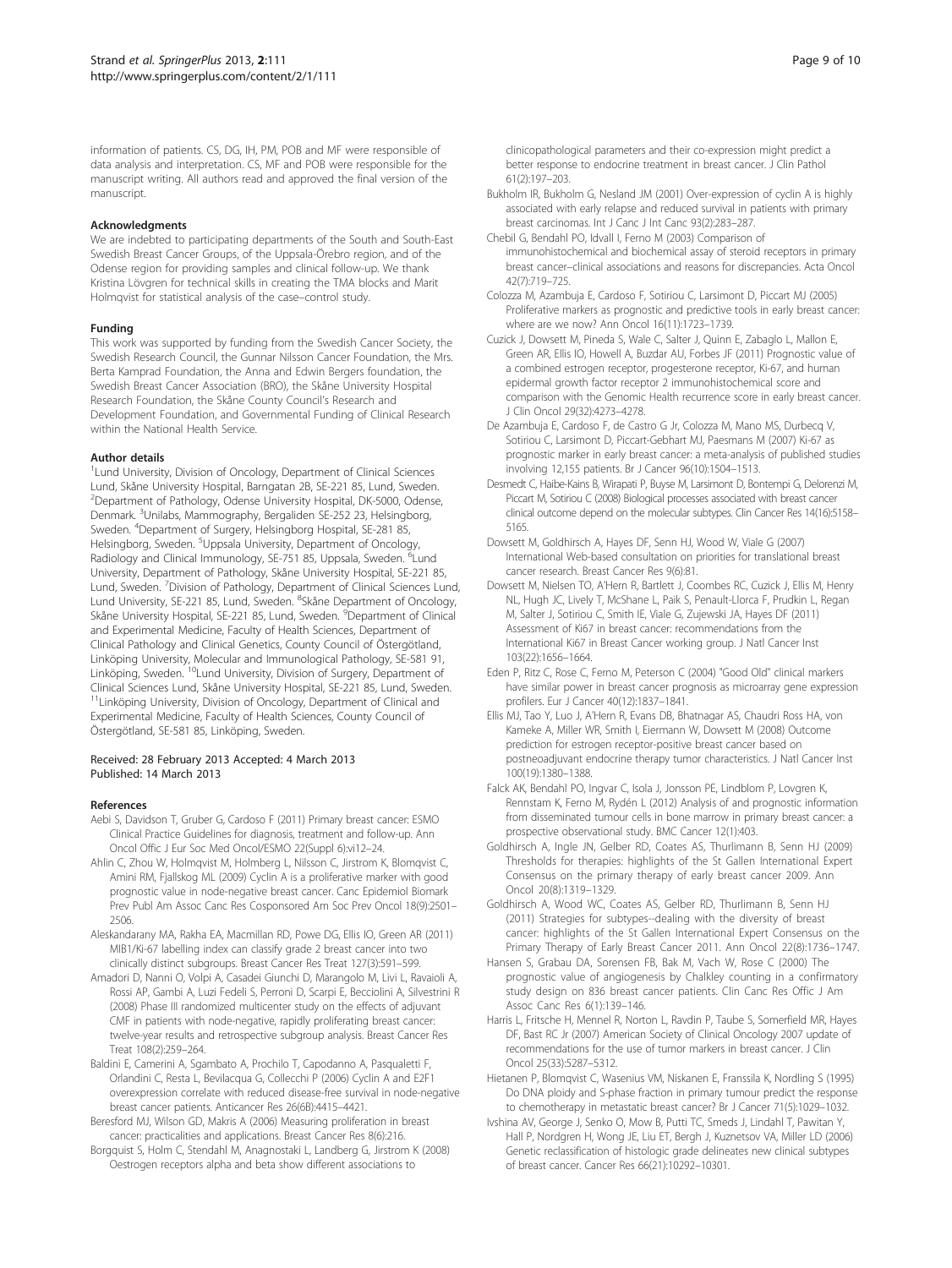information of patients. CS, DG, IH, PM, POB and MF were responsible of data analysis and interpretation. CS, MF and POB were responsible for the manuscript writing. All authors read and approved the final version of the manuscript.

#### Acknowledgments

We are indebted to participating departments of the South and South-East Swedish Breast Cancer Groups, of the Uppsala-Örebro region, and of the Odense region for providing samples and clinical follow-up. We thank Kristina Lövgren for technical skills in creating the TMA blocks and Marit Holmqvist for statistical analysis of the case–control study.

#### Funding

This work was supported by funding from the Swedish Cancer Society, the Swedish Research Council, the Gunnar Nilsson Cancer Foundation, the Mrs. Berta Kamprad Foundation, the Anna and Edwin Bergers foundation, the Swedish Breast Cancer Association (BRO), the Skåne University Hospital Research Foundation, the Skåne County Council's Research and Development Foundation, and Governmental Funding of Clinical Research within the National Health Service.

#### Author details

[1]Lund University, Division of Oncology, Department of Clinical Sciences Lund, Skåne University Hospital, Barngatan 2B, SE-221 85, Lund, Sweden. [2]Department of Pathology, Odense University Hospital, DK-5000, Odense, Denmark. [3]Unilabs, Mammography, Bergaliden SE-252 23, Helsingborg, Sweden. [4]Department of Surgery, Helsingborg Hospital, SE-281 85, Helsingborg, Sweden. [5]Uppsala University, Department of Oncology, Radiology and Clinical Immunology, SE-751 85, Uppsala, Sweden. [6]Lund University, Department of Pathology, Skåne University Hospital, SE-221 85, Lund, Sweden. [7]Division of Pathology, Department of Clinical Sciences Lund, Lund University, SE-221 85, Lund, Sweden. [8]Skåne Department of Oncology, Skåne University Hospital, SE-221 85, Lund, Sweden. [9]Department of Clinical and Experimental Medicine, Faculty of Health Sciences, Department of Clinical Pathology and Clinical Genetics, County Council of Östergötland, Linköping University, Molecular and Immunological Pathology, SE-581 91, Linköping, Sweden. [10]Lund University, Division of Surgery, Department of Clinical Sciences Lund, Skåne University Hospital, SE-221 85, Lund, Sweden. [11]Linköping University, Division of Oncology, Department of Clinical and Experimental Medicine, Faculty of Health Sciences, County Council of Östergötland, SE-581 85, Linköping, Sweden.

Received: 28 February 2013 Accepted: 4 March 2013
Published: 14 March 2013

#### References

Aebi S, Davidson T, Gruber G, Cardoso F (2011) Primary breast cancer: ESMO Clinical Practice Guidelines for diagnosis, treatment and follow-up. Ann Oncol Offic J Eur Soc Med Oncol/ESMO 22(Suppl 6):vi12–24.

Ahlin C, Zhou W, Holmqvist M, Holmberg L, Nilsson C, Jirstrom K, Blomqvist C, Amini RM, Fjallskog ML (2009) Cyclin A is a proliferative marker with good prognostic value in node-negative breast cancer. Canc Epidemiol Biomark Prev Publ Am Assoc Canc Res Cosponsored Am Soc Prev Oncol 18(9):2501–2506.

Aleskandarany MA, Rakha EA, Macmillan RD, Powe DG, Ellis IO, Green AR (2011) MIB1/Ki-67 labelling index can classify grade 2 breast cancer into two clinically distinct subgroups. Breast Cancer Res Treat 127(3):591–599.

Amadori D, Nanni O, Volpi A, Casadei Giunchi D, Marangolo M, Livi L, Ravaioli A, Rossi AP, Gambi A, Luzi Fedeli S, Perroni D, Scarpi E, Becciolini A, Silvestrini R (2008) Phase III randomized multicenter study on the effects of adjuvant CMF in patients with node-negative, rapidly proliferating breast cancer: twelve-year results and retrospective subgroup analysis. Breast Cancer Res Treat 108(2):259–264.

Baldini E, Camerini A, Sgambato A, Prochilo T, Capodanno A, Pasqualetti F, Orlandini C, Resta L, Bevilacqua G, Collecchi P (2006) Cyclin A and E2F1 overexpression correlate with reduced disease-free survival in node-negative breast cancer patients. Anticancer Res 26(6B):4415–4421.

Beresford MJ, Wilson GD, Makris A (2006) Measuring proliferation in breast cancer: practicalities and applications. Breast Cancer Res 8(6):216.

Borgquist S, Holm C, Stendahl M, Anagnostaki L, Landberg G, Jirstrom K (2008) Oestrogen receptors alpha and beta show different associations to clinicopathological parameters and their co-expression might predict a better response to endocrine treatment in breast cancer. J Clin Pathol 61(2):197–203.

Bukholm IR, Bukholm G, Nesland JM (2001) Over-expression of cyclin A is highly associated with early relapse and reduced survival in patients with primary breast carcinomas. Int J Canc J Int Canc 93(2):283–287.

Chebil G, Bendahl PO, Idvall I, Ferno M (2003) Comparison of immunohistochemical and biochemical assay of steroid receptors in primary breast cancer–clinical associations and reasons for discrepancies. Acta Oncol 42(7):719–725.

Colozza M, Azambuja E, Cardoso F, Sotiriou C, Larsimont D, Piccart MJ (2005) Proliferative markers as prognostic and predictive tools in early breast cancer: where are we now? Ann Oncol 16(11):1723–1739.

Cuzick J, Dowsett M, Pineda S, Wale C, Salter J, Quinn E, Zabaglo L, Mallon E, Green AR, Ellis IO, Howell A, Buzdar AU, Forbes JF (2011) Prognostic value of a combined estrogen receptor, progesterone receptor, Ki-67, and human epidermal growth factor receptor 2 immunohistochemical score and comparison with the Genomic Health recurrence score in early breast cancer. J Clin Oncol 29(32):4273–4278.

De Azambuja E, Cardoso F, de Castro G Jr, Colozza M, Mano MS, Durbecq V, Sotiriou C, Larsimont D, Piccart-Gebhart MJ, Paesmans M (2007) Ki-67 as prognostic marker in early breast cancer: a meta-analysis of published studies involving 12,155 patients. Br J Cancer 96(10):1504–1513.

Desmedt C, Haibe-Kains B, Wirapati P, Buyse M, Larsimont D, Bontempi G, Delorenzi M, Piccart M, Sotiriou C (2008) Biological processes associated with breast cancer clinical outcome depend on the molecular subtypes. Clin Cancer Res 14(16):5158–5165.

Dowsett M, Goldhirsch A, Hayes DF, Senn HJ, Wood W, Viale G (2007) International Web-based consultation on priorities for translational breast cancer research. Breast Cancer Res 9(6):81.

Dowsett M, Nielsen TO, A'Hern R, Bartlett J, Coombes RC, Cuzick J, Ellis M, Henry NL, Hugh JC, Lively T, McShane L, Paik S, Penault-Llorca F, Prudkin L, Regan M, Salter J, Sotiriou C, Smith IE, Viale G, Zujewski JA, Hayes DF (2011) Assessment of Ki67 in breast cancer: recommendations from the International Ki67 in Breast Cancer working group. J Natl Cancer Inst 103(22):1656–1664.

Eden P, Ritz C, Rose C, Ferno M, Peterson C (2004) "Good Old" clinical markers have similar power in breast cancer prognosis as microarray gene expression profilers. Eur J Cancer 40(12):1837–1841.

Ellis MJ, Tao Y, Luo J, A'Hern R, Evans DB, Bhatnagar AS, Chaudri Ross HA, von Kameke A, Miller WR, Smith I, Eiermann W, Dowsett M (2008) Outcome prediction for estrogen receptor-positive breast cancer based on postneoadjuvant endocrine therapy tumor characteristics. J Natl Cancer Inst 100(19):1380–1388.

Falck AK, Bendahl PO, Ingvar C, Isola J, Jonsson PE, Lindblom P, Lovgren K, Rennstam K, Ferno M, Rydén L (2012) Analysis of and prognostic information from disseminated tumour cells in bone marrow in primary breast cancer: a prospective observational study. BMC Cancer 12(1):403.

Goldhirsch A, Ingle JN, Gelber RD, Coates AS, Thurlimann B, Senn HJ (2009) Thresholds for therapies: highlights of the St Gallen International Expert Consensus on the primary therapy of early breast cancer 2009. Ann Oncol 20(8):1319–1329.

Goldhirsch A, Wood WC, Coates AS, Gelber RD, Thurlimann B, Senn HJ (2011) Strategies for subtypes--dealing with the diversity of breast cancer: highlights of the St Gallen International Expert Consensus on the Primary Therapy of Early Breast Cancer 2011. Ann Oncol 22(8):1736–1747.

Hansen S, Grabau DA, Sorensen FB, Bak M, Vach W, Rose C (2000) The prognostic value of angiogenesis by Chalkley counting in a confirmatory study design on 836 breast cancer patients. Clin Canc Res Offic J Am Assoc Canc Res 6(1):139–146.

Harris L, Fritsche H, Mennel R, Norton L, Ravdin P, Taube S, Somerfield MR, Hayes DF, Bast RC Jr (2007) American Society of Clinical Oncology 2007 update of recommendations for the use of tumor markers in breast cancer. J Clin Oncol 25(33):5287–5312.

Hietanen P, Blomqvist C, Wasenius VM, Niskanen E, Franssila K, Nordling S (1995) Do DNA ploidy and S-phase fraction in primary tumour predict the response to chemotherapy in metastatic breast cancer? Br J Cancer 71(5):1029–1032.

Ivshina AV, George J, Senko O, Mow B, Putti TC, Smeds J, Lindahl T, Pawitan Y, Hall P, Nordgren H, Wong JE, Liu ET, Bergh J, Kuznetsov VA, Miller LD (2006) Genetic reclassification of histologic grade delineates new clinical subtypes of breast cancer. Cancer Res 66(21):10292–10301.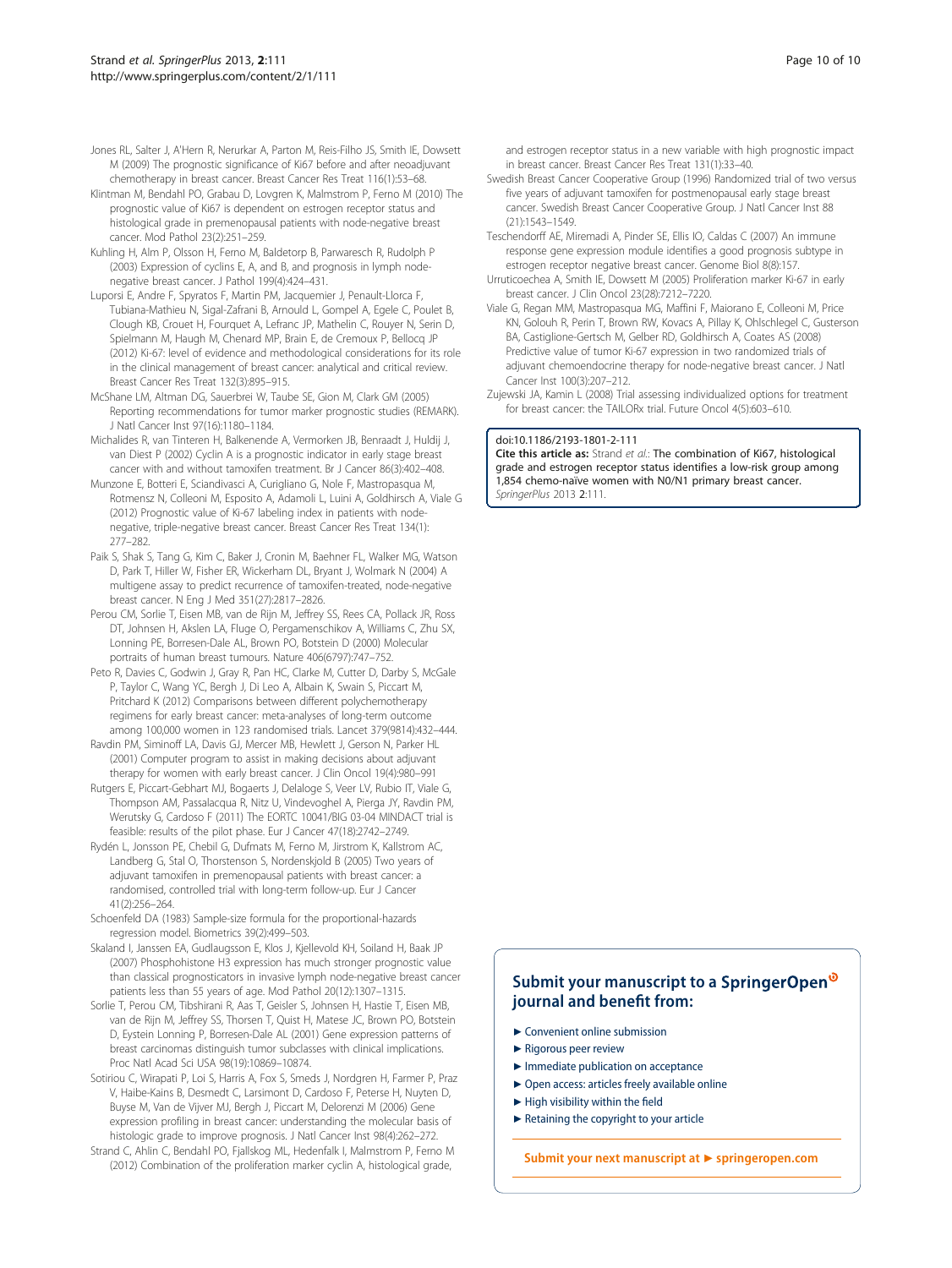Jones RL, Salter J, A'Hern R, Nerurkar A, Parton M, Reis-Filho JS, Smith IE, Dowsett M (2009) The prognostic significance of Ki67 before and after neoadjuvant chemotherapy in breast cancer. Breast Cancer Res Treat 116(1):53–68.

Klintman M, Bendahl PO, Grabau D, Lovgren K, Malmstrom P, Ferno M (2010) The prognostic value of Ki67 is dependent on estrogen receptor status and histological grade in premenopausal patients with node-negative breast cancer. Mod Pathol 23(2):251–259.

Kuhling H, Alm P, Olsson H, Ferno M, Baldetorp B, Parwaresch R, Rudolph P (2003) Expression of cyclins E, A, and B, and prognosis in lymph node-negative breast cancer. J Pathol 199(4):424–431.

Luporsi E, Andre F, Spyratos F, Martin PM, Jacquemier J, Penault-Llorca F, Tubiana-Mathieu N, Sigal-Zafrani B, Arnould L, Gompel A, Egele C, Poulet B, Clough KB, Crouet H, Fourquet A, Lefranc JP, Mathelin C, Rouyer N, Serin D, Spielmann M, Haugh M, Chenard MP, Brain E, de Cremoux P, Bellocq JP (2012) Ki-67: level of evidence and methodological considerations for its role in the clinical management of breast cancer: analytical and critical review. Breast Cancer Res Treat 132(3):895–915.

McShane LM, Altman DG, Sauerbrei W, Taube SE, Gion M, Clark GM (2005) Reporting recommendations for tumor marker prognostic studies (REMARK). J Natl Cancer Inst 97(16):1180–1184.

Michalides R, van Tinteren H, Balkenende A, Vermorken JB, Benraadt J, Huldij J, van Diest P (2002) Cyclin A is a prognostic indicator in early stage breast cancer with and without tamoxifen treatment. Br J Cancer 86(3):402–408.

Munzone E, Botteri E, Sciandivasci A, Curigliano G, Nole F, Mastropasqua M, Rotmensz N, Colleoni M, Esposito A, Adamoli L, Luini A, Goldhirsch A, Viale G (2012) Prognostic value of Ki-67 labeling index in patients with node-negative, triple-negative breast cancer. Breast Cancer Res Treat 134(1): 277–282.

Paik S, Shak S, Tang G, Kim C, Baker J, Cronin M, Baehner FL, Walker MG, Watson D, Park T, Hiller W, Fisher ER, Wickerham DL, Bryant J, Wolmark N (2004) A multigene assay to predict recurrence of tamoxifen-treated, node-negative breast cancer. N Eng J Med 351(27):2817–2826.

Perou CM, Sorlie T, Eisen MB, van de Rijn M, Jeffrey SS, Rees CA, Pollack JR, Ross DT, Johnsen H, Akslen LA, Fluge O, Pergamenschikov A, Williams C, Zhu SX, Lonning PE, Borresen-Dale AL, Brown PO, Botstein D (2000) Molecular portraits of human breast tumours. Nature 406(6797):747–752.

Peto R, Davies C, Godwin J, Gray R, Pan HC, Clarke M, Cutter D, Darby S, McGale P, Taylor C, Wang YC, Bergh J, Di Leo A, Albain K, Swain S, Piccart M, Pritchard K (2012) Comparisons between different polychemotherapy regimens for early breast cancer: meta-analyses of long-term outcome among 100,000 women in 123 randomised trials. Lancet 379(9814):432–444.

Ravdin PM, Siminoff LA, Davis GJ, Mercer MB, Hewlett J, Gerson N, Parker HL (2001) Computer program to assist in making decisions about adjuvant therapy for women with early breast cancer. J Clin Oncol 19(4):980–991

Rutgers E, Piccart-Gebhart MJ, Bogaerts J, Delaloge S, Veer LV, Rubio IT, Viale G, Thompson AM, Passalacqua R, Nitz U, Vindevoghel A, Pierga JY, Ravdin PM, Werutsky G, Cardoso F (2011) The EORTC 10041/BIG 03-04 MINDACT trial is feasible: results of the pilot phase. Eur J Cancer 47(18):2742–2749.

Rydén L, Jonsson PE, Chebil G, Dufmats M, Ferno M, Jirstrom K, Kallstrom AC, Landberg G, Stal O, Thorstenson S, Nordenskjold B (2005) Two years of adjuvant tamoxifen in premenopausal patients with breast cancer: a randomised, controlled trial with long-term follow-up. Eur J Cancer 41(2):256–264.

Schoenfeld DA (1983) Sample-size formula for the proportional-hazards regression model. Biometrics 39(2):499–503.

Skaland I, Janssen EA, Gudlaugsson E, Klos J, Kjellevold KH, Soiland H, Baak JP (2007) Phosphohistone H3 expression has much stronger prognostic value than classical prognosticators in invasive lymph node-negative breast cancer patients less than 55 years of age. Mod Pathol 20(12):1307–1315.

Sorlie T, Perou CM, Tibshirani R, Aas T, Geisler S, Johnsen H, Hastie T, Eisen MB, van de Rijn M, Jeffrey SS, Thorsen T, Quist H, Matese JC, Brown PO, Botstein D, Eystein Lonning P, Borresen-Dale AL (2001) Gene expression patterns of breast carcinomas distinguish tumor subclasses with clinical implications. Proc Natl Acad Sci USA 98(19):10869–10874.

Sotiriou C, Wirapati P, Loi S, Harris A, Fox S, Smeds J, Nordgren H, Farmer P, Praz V, Haibe-Kains B, Desmedt C, Larsimont D, Cardoso F, Peterse H, Nuyten D, Buyse M, Van de Vijver MJ, Bergh J, Piccart M, Delorenzi M (2006) Gene expression profiling in breast cancer: understanding the molecular basis of histologic grade to improve prognosis. J Natl Cancer Inst 98(4):262–272.

Strand C, Ahlin C, Bendahl PO, Fjallskog ML, Hedenfalk I, Malmstrom P, Ferno M (2012) Combination of the proliferation marker cyclin A, histological grade, and estrogen receptor status in a new variable with high prognostic impact in breast cancer. Breast Cancer Res Treat 131(1):33–40.

Swedish Breast Cancer Cooperative Group (1996) Randomized trial of two versus five years of adjuvant tamoxifen for postmenopausal early stage breast cancer. Swedish Breast Cancer Cooperative Group. J Natl Cancer Inst 88 (21):1543–1549.

Teschendorff AE, Miremadi A, Pinder SE, Ellis IO, Caldas C (2007) An immune response gene expression module identifies a good prognosis subtype in estrogen receptor negative breast cancer. Genome Biol 8(8):157.

Urruticoechea A, Smith IE, Dowsett M (2005) Proliferation marker Ki-67 in early breast cancer. J Clin Oncol 23(28):7212–7220.

Viale G, Regan MM, Mastropasqua MG, Maffini F, Maiorano E, Colleoni M, Price KN, Golouh R, Perin T, Brown RW, Kovacs A, Pillay K, Ohlschlegel C, Gusterson BA, Castiglione-Gertsch M, Gelber RD, Goldhirsch A, Coates AS (2008) Predictive value of tumor Ki-67 expression in two randomized trials of adjuvant chemoendocrine therapy for node-negative breast cancer. J Natl Cancer Inst 100(3):207–212.

Zujewski JA, Kamin L (2008) Trial assessing individualized options for treatment for breast cancer: the TAILORx trial. Future Oncol 4(5):603–610.

doi:10.1186/2193-1801-2-111

**Cite this article as:** Strand *et al.*: The combination of Ki67, histological grade and estrogen receptor status identifies a low-risk group among 1,854 chemo-naïve women with N0/N1 primary breast cancer. *SpringerPlus* 2013 **2**:111.

**Submit your manuscript to a SpringerOpen journal and benefit from:**

- ► Convenient online submission
- ► Rigorous peer review
- ► Immediate publication on acceptance
- ► Open access: articles freely available online
- ► High visibility within the field
- ► Retaining the copyright to your article

**Submit your next manuscript at ► springeropen.com**